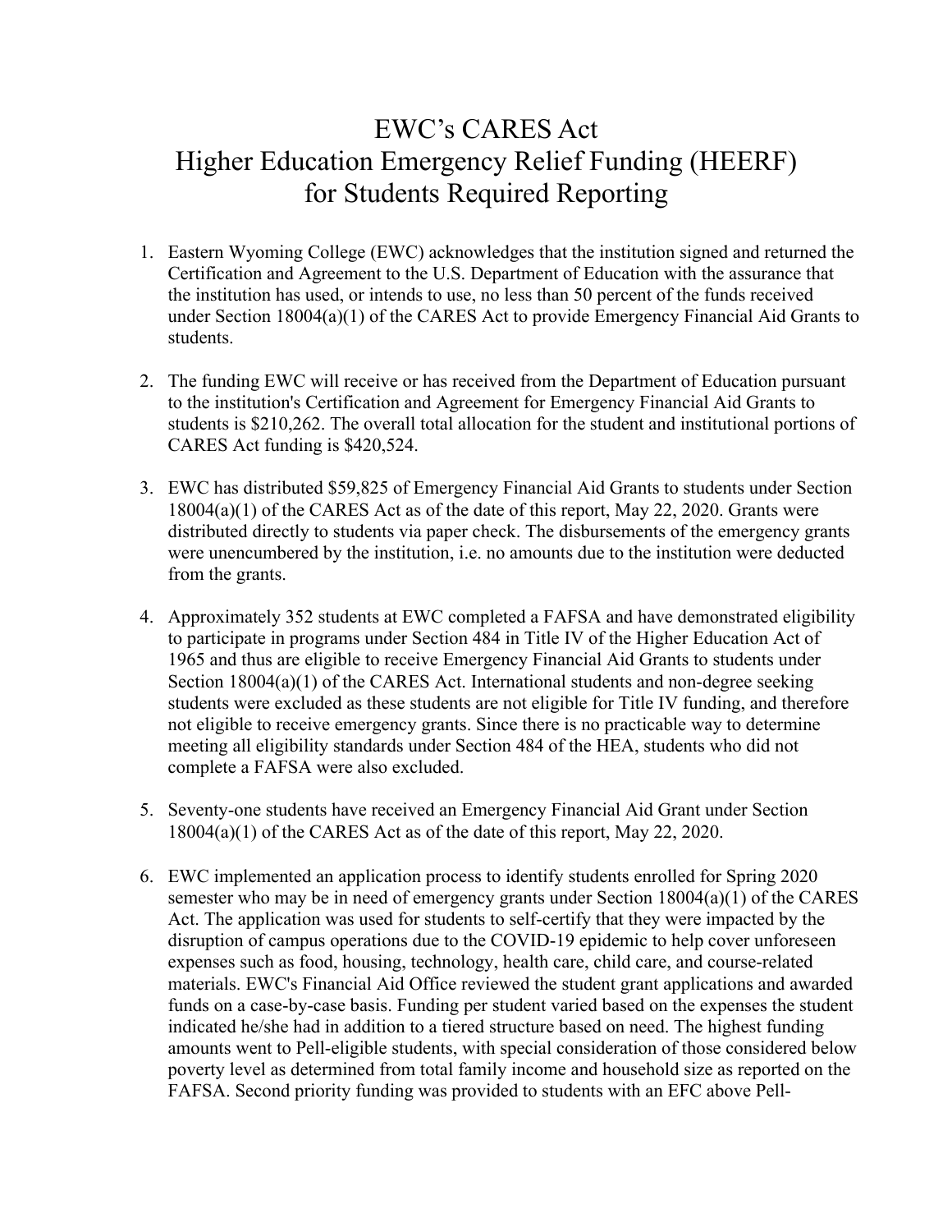# EWC's CARES Act
# Higher Education Emergency Relief Funding (HEERF)
# for Students Required Reporting

1. Eastern Wyoming College (EWC) acknowledges that the institution signed and returned the Certification and Agreement to the U.S. Department of Education with the assurance that the institution has used, or intends to use, no less than 50 percent of the funds received under Section 18004(a)(1) of the CARES Act to provide Emergency Financial Aid Grants to students.

2. The funding EWC will receive or has received from the Department of Education pursuant to the institution's Certification and Agreement for Emergency Financial Aid Grants to students is $210,262. The overall total allocation for the student and institutional portions of CARES Act funding is $420,524.

3. EWC has distributed $59,825 of Emergency Financial Aid Grants to students under Section 18004(a)(1) of the CARES Act as of the date of this report, May 22, 2020. Grants were distributed directly to students via paper check. The disbursements of the emergency grants were unencumbered by the institution, i.e. no amounts due to the institution were deducted from the grants.

4. Approximately 352 students at EWC completed a FAFSA and have demonstrated eligibility to participate in programs under Section 484 in Title IV of the Higher Education Act of 1965 and thus are eligible to receive Emergency Financial Aid Grants to students under Section 18004(a)(1) of the CARES Act. International students and non-degree seeking students were excluded as these students are not eligible for Title IV funding, and therefore not eligible to receive emergency grants. Since there is no practicable way to determine meeting all eligibility standards under Section 484 of the HEA, students who did not complete a FAFSA were also excluded.

5. Seventy-one students have received an Emergency Financial Aid Grant under Section 18004(a)(1) of the CARES Act as of the date of this report, May 22, 2020.

6. EWC implemented an application process to identify students enrolled for Spring 2020 semester who may be in need of emergency grants under Section 18004(a)(1) of the CARES Act. The application was used for students to self-certify that they were impacted by the disruption of campus operations due to the COVID-19 epidemic to help cover unforeseen expenses such as food, housing, technology, health care, child care, and course-related materials. EWC's Financial Aid Office reviewed the student grant applications and awarded funds on a case-by-case basis. Funding per student varied based on the expenses the student indicated he/she had in addition to a tiered structure based on need. The highest funding amounts went to Pell-eligible students, with special consideration of those considered below poverty level as determined from total family income and household size as reported on the FAFSA. Second priority funding was provided to students with an EFC above Pell-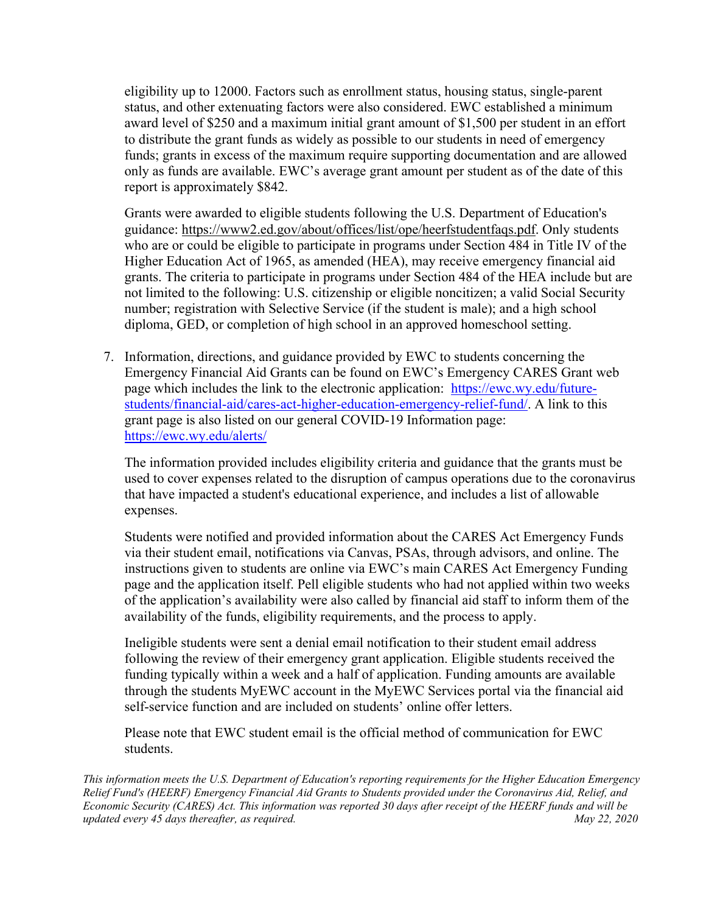eligibility up to 12000. Factors such as enrollment status, housing status, single-parent status, and other extenuating factors were also considered. EWC established a minimum award level of \$250 and a maximum initial grant amount of \$1,500 per student in an effort to distribute the grant funds as widely as possible to our students in need of emergency funds; grants in excess of the maximum require supporting documentation and are allowed only as funds are available. EWC's average grant amount per student as of the date of this report is approximately \$842.

Grants were awarded to eligible students following the U.S. Department of Education's guidance: https://www2.ed.gov/about/offices/list/ope/heerfstudentfaqs.pdf. Only students who are or could be eligible to participate in programs under Section 484 in Title IV of the Higher Education Act of 1965, as amended (HEA), may receive emergency financial aid grants. The criteria to participate in programs under Section 484 of the HEA include but are not limited to the following: U.S. citizenship or eligible noncitizen; a valid Social Security number; registration with Selective Service (if the student is male); and a high school diploma, GED, or completion of high school in an approved homeschool setting.

7. Information, directions, and guidance provided by EWC to students concerning the Emergency Financial Aid Grants can be found on EWC's Emergency CARES Grant web page which includes the link to the electronic application: https://ewc.wy.edu/future-students/financial-aid/cares-act-higher-education-emergency-relief-fund/. A link to this grant page is also listed on our general COVID-19 Information page: https://ewc.wy.edu/alerts/

   The information provided includes eligibility criteria and guidance that the grants must be used to cover expenses related to the disruption of campus operations due to the coronavirus that have impacted a student's educational experience, and includes a list of allowable expenses.

   Students were notified and provided information about the CARES Act Emergency Funds via their student email, notifications via Canvas, PSAs, through advisors, and online. The instructions given to students are online via EWC's main CARES Act Emergency Funding page and the application itself. Pell eligible students who had not applied within two weeks of the application's availability were also called by financial aid staff to inform them of the availability of the funds, eligibility requirements, and the process to apply.

   Ineligible students were sent a denial email notification to their student email address following the review of their emergency grant application. Eligible students received the funding typically within a week and a half of application. Funding amounts are available through the students MyEWC account in the MyEWC Services portal via the financial aid self-service function and are included on students' online offer letters.

   Please note that EWC student email is the official method of communication for EWC students.

*This information meets the U.S. Department of Education's reporting requirements for the Higher Education Emergency Relief Fund's (HEERF) Emergency Financial Aid Grants to Students provided under the Coronavirus Aid, Relief, and Economic Security (CARES) Act. This information was reported 30 days after receipt of the HEERF funds and will be updated every 45 days thereafter, as required.* *May 22, 2020*